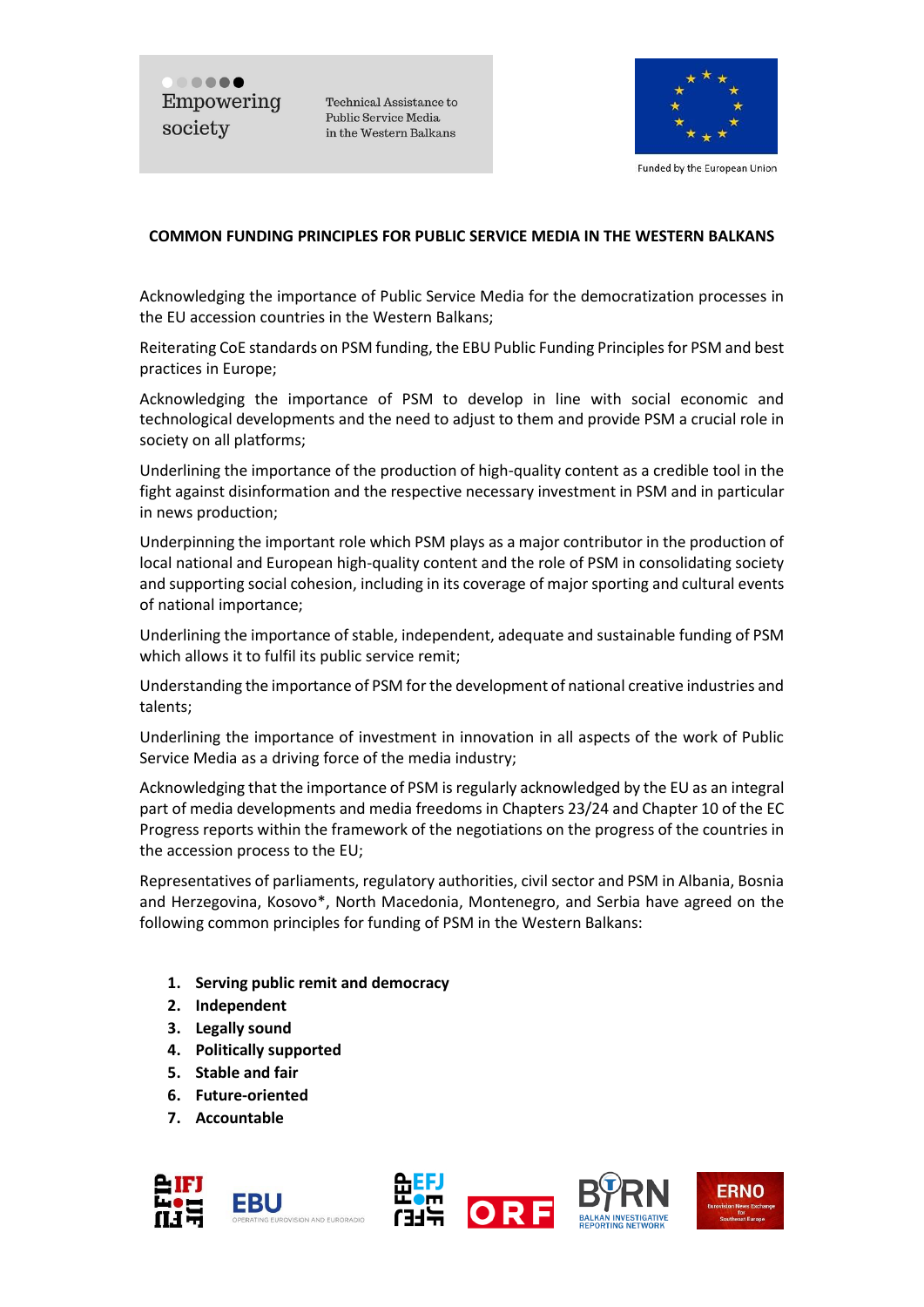Empowering society

Technical Assistance to Public Service Media in the Western Balkans

Funded by the European Union

# COMMON FUNDING PRINCIPLES FOR PUBLIC SERVICE MEDIA IN THE WESTERN BALKANS

Acknowledging the importance of Public Service Media for the democratization processes in the EU accession countries in the Western Balkans;

Reiterating CoE standards on PSM funding, the EBU Public Funding Principles for PSM and best practices in Europe;

Acknowledging the importance of PSM to develop in line with social economic and technological developments and the need to adjust to them and provide PSM a crucial role in society on all platforms;

Underlining the importance of the production of high-quality content as a credible tool in the fight against disinformation and the respective necessary investment in PSM and in particular in news production;

Underpinning the important role which PSM plays as a major contributor in the production of local national and European high-quality content and the role of PSM in consolidating society and supporting social cohesion, including in its coverage of major sporting and cultural events of national importance;

Underlining the importance of stable, independent, adequate and sustainable funding of PSM which allows it to fulfil its public service remit;

Understanding the importance of PSM for the development of national creative industries and talents;

Underlining the importance of investment in innovation in all aspects of the work of Public Service Media as a driving force of the media industry;

Acknowledging that the importance of PSM is regularly acknowledged by the EU as an integral part of media developments and media freedoms in Chapters 23/24 and Chapter 10 of the EC Progress reports within the framework of the negotiations on the progress of the countries in the accession process to the EU;

Representatives of parliaments, regulatory authorities, civil sector and PSM in Albania, Bosnia and Herzegovina, Kosovo*, North Macedonia, Montenegro, and Serbia have agreed on the following common principles for funding of PSM in the Western Balkans:

1. **Serving public remit and democracy**
2. **Independent**
3. **Legally sound**
4. **Politically supported**
5. **Stable and fair**
6. **Future-oriented**
7. **Accountable**

IFJ EBU EFJ ORF BIRN ERNO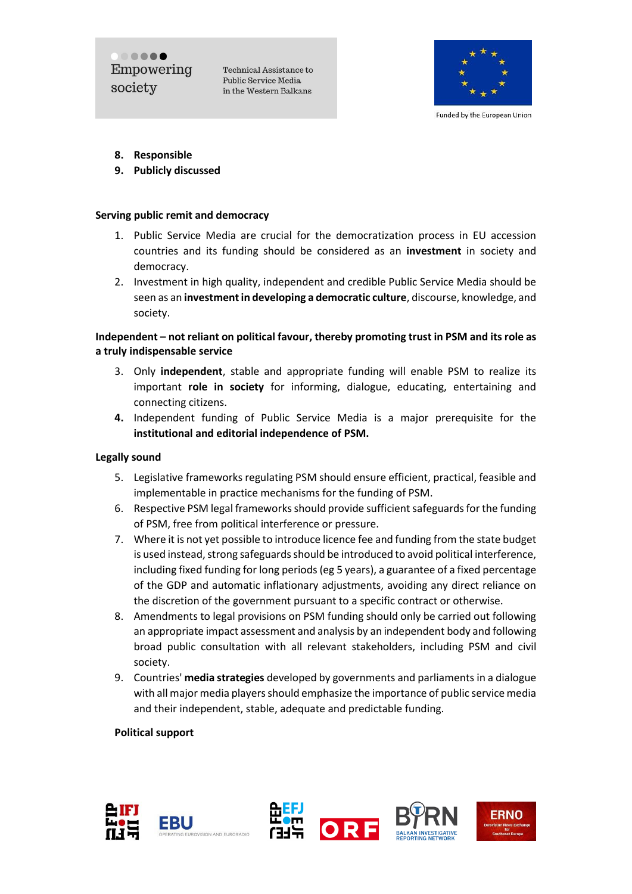8. **Responsible**
9. **Publicly discussed**

**Serving public remit and democracy**

1. Public Service Media are crucial for the democratization process in EU accession countries and its funding should be considered as an **investment** in society and democracy.
2. Investment in high quality, independent and credible Public Service Media should be seen as an **investment in developing a democratic culture**, discourse, knowledge, and society.

**Independent – not reliant on political favour, thereby promoting trust in PSM and its role as a truly indispensable service**

3. Only **independent**, stable and appropriate funding will enable PSM to realize its important **role in society** for informing, dialogue, educating, entertaining and connecting citizens.
4. Independent funding of Public Service Media is a major prerequisite for the **institutional and editorial independence of PSM.**

**Legally sound**

5. Legislative frameworks regulating PSM should ensure efficient, practical, feasible and implementable in practice mechanisms for the funding of PSM.
6. Respective PSM legal frameworks should provide sufficient safeguards for the funding of PSM, free from political interference or pressure.
7. Where it is not yet possible to introduce licence fee and funding from the state budget is used instead, strong safeguards should be introduced to avoid political interference, including fixed funding for long periods (eg 5 years), a guarantee of a fixed percentage of the GDP and automatic inflationary adjustments, avoiding any direct reliance on the discretion of the government pursuant to a specific contract or otherwise.
8. Amendments to legal provisions on PSM funding should only be carried out following an appropriate impact assessment and analysis by an independent body and following broad public consultation with all relevant stakeholders, including PSM and civil society.
9. Countries' **media strategies** developed by governments and parliaments in a dialogue with all major media players should emphasize the importance of public service media and their independent, stable, adequate and predictable funding.

**Political support**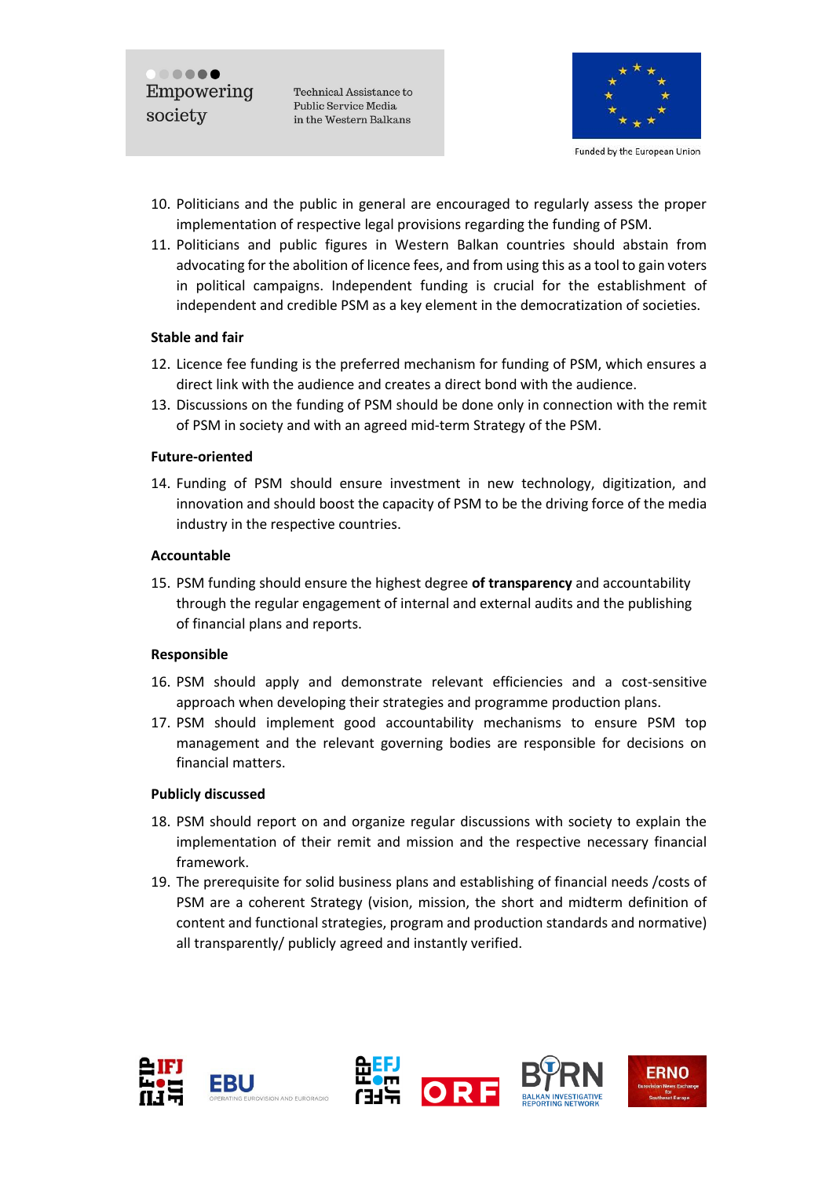10. Politicians and the public in general are encouraged to regularly assess the proper implementation of respective legal provisions regarding the funding of PSM.
11. Politicians and public figures in Western Balkan countries should abstain from advocating for the abolition of licence fees, and from using this as a tool to gain voters in political campaigns. Independent funding is crucial for the establishment of independent and credible PSM as a key element in the democratization of societies.

**Stable and fair**

12. Licence fee funding is the preferred mechanism for funding of PSM, which ensures a direct link with the audience and creates a direct bond with the audience.
13. Discussions on the funding of PSM should be done only in connection with the remit of PSM in society and with an agreed mid-term Strategy of the PSM.

**Future-oriented**

14. Funding of PSM should ensure investment in new technology, digitization, and innovation and should boost the capacity of PSM to be the driving force of the media industry in the respective countries.

**Accountable**

15. PSM funding should ensure the highest degree **of transparency** and accountability through the regular engagement of internal and external audits and the publishing of financial plans and reports.

**Responsible**

16. PSM should apply and demonstrate relevant efficiencies and a cost-sensitive approach when developing their strategies and programme production plans.
17. PSM should implement good accountability mechanisms to ensure PSM top management and the relevant governing bodies are responsible for decisions on financial matters.

**Publicly discussed**

18. PSM should report on and organize regular discussions with society to explain the implementation of their remit and mission and the respective necessary financial framework.
19. The prerequisite for solid business plans and establishing of financial needs /costs of PSM are a coherent Strategy (vision, mission, the short and midterm definition of content and functional strategies, program and production standards and normative) all transparently/ publicly agreed and instantly verified.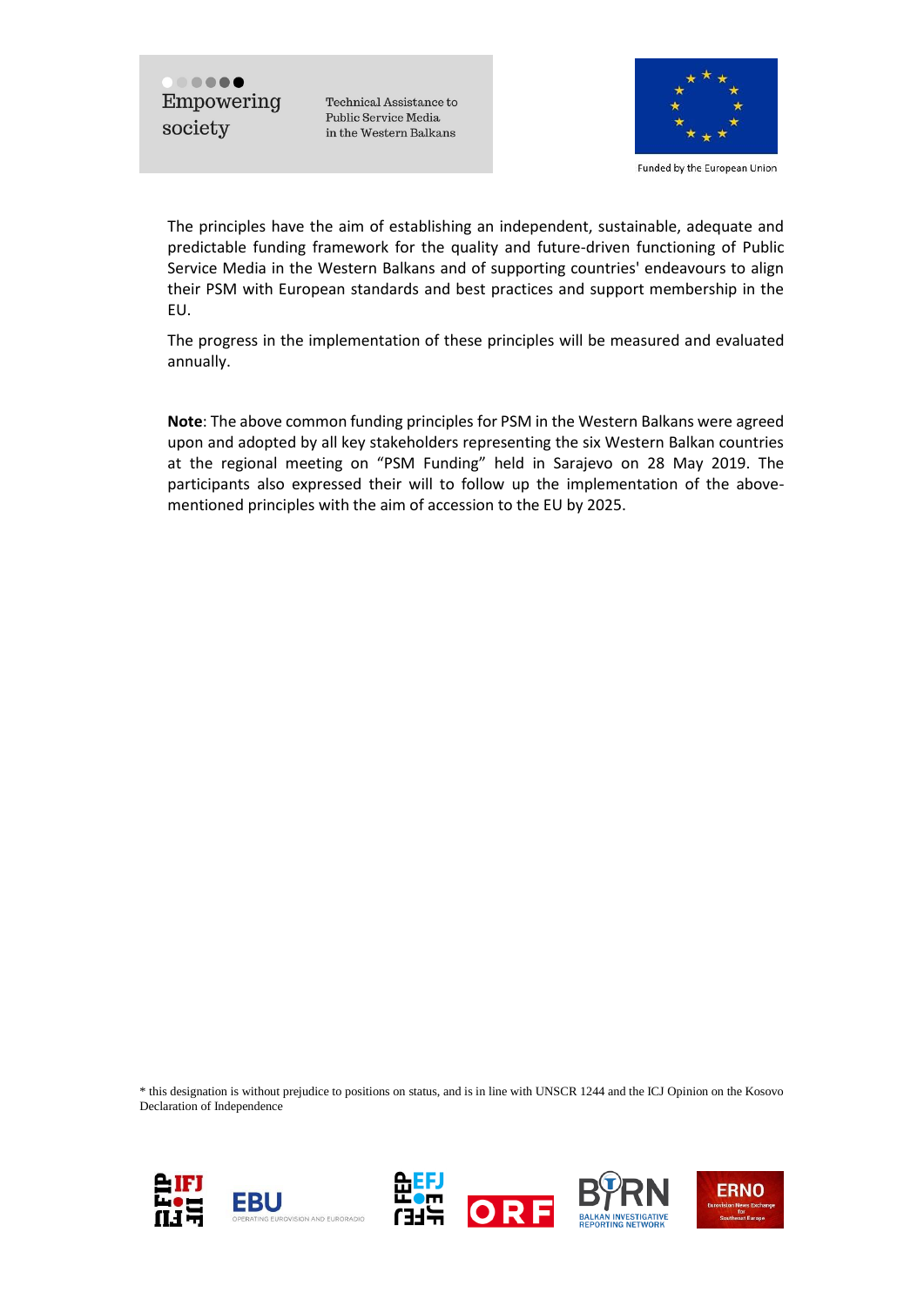The principles have the aim of establishing an independent, sustainable, adequate and predictable funding framework for the quality and future-driven functioning of Public Service Media in the Western Balkans and of supporting countries' endeavours to align their PSM with European standards and best practices and support membership in the EU.

The progress in the implementation of these principles will be measured and evaluated annually.

**Note**: The above common funding principles for PSM in the Western Balkans were agreed upon and adopted by all key stakeholders representing the six Western Balkan countries at the regional meeting on "PSM Funding" held in Sarajevo on 28 May 2019. The participants also expressed their will to follow up the implementation of the above-mentioned principles with the aim of accession to the EU by 2025.

* this designation is without prejudice to positions on status, and is in line with UNSCR 1244 and the ICJ Opinion on the Kosovo Declaration of Independence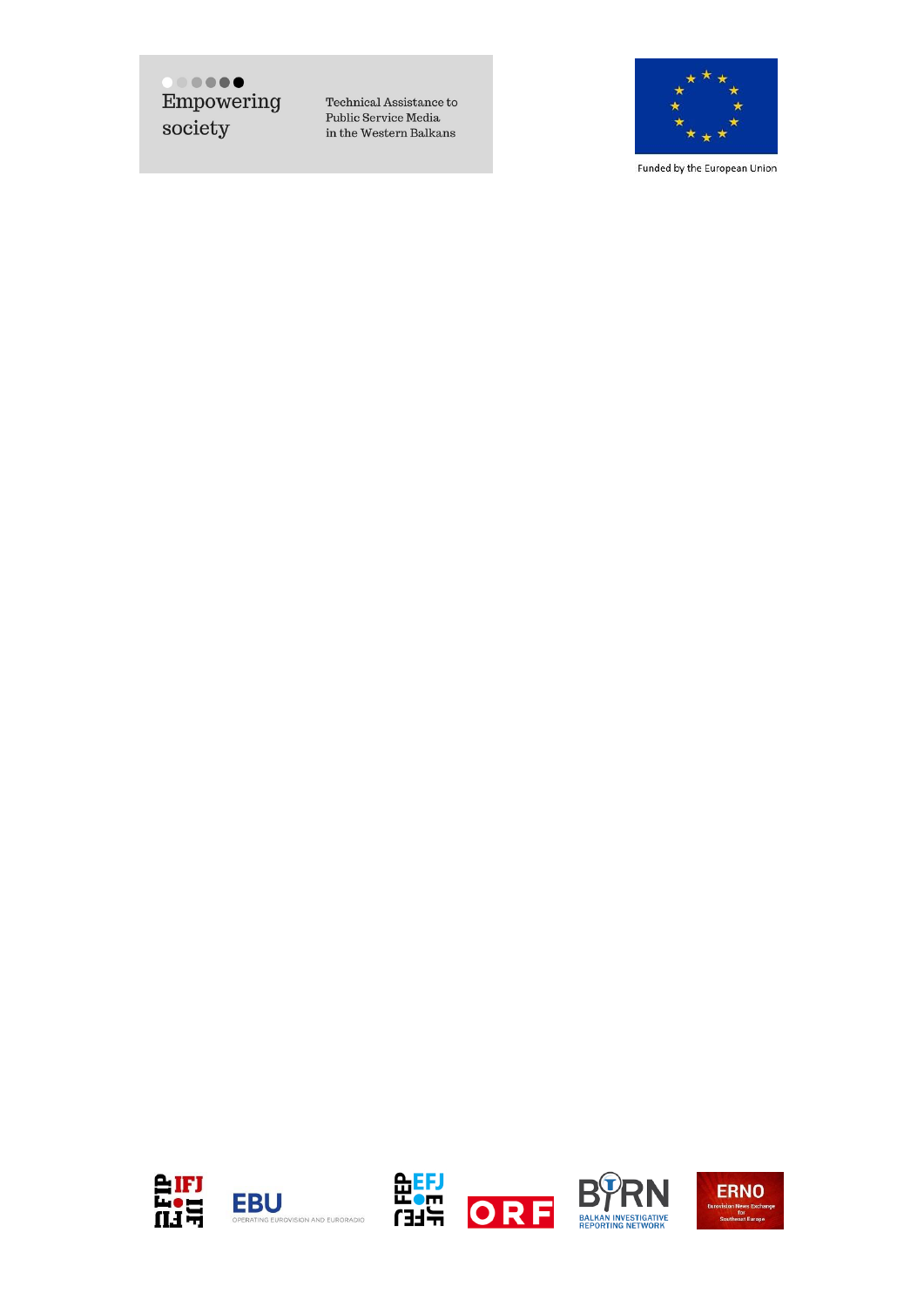Empowering society

Technical Assistance to Public Service Media in the Western Balkans

Funded by the European Union